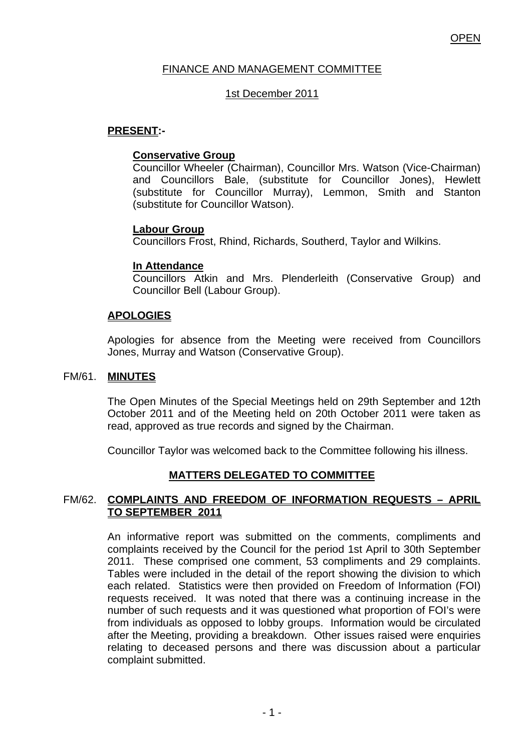OPEN

# FINANCE AND MANAGEMENT COMMITTEE

1st December 2011

**PRESENT:-**

**Conservative Group**
Councillor Wheeler (Chairman), Councillor Mrs. Watson (Vice-Chairman) and Councillors Bale, (substitute for Councillor Jones), Hewlett (substitute for Councillor Murray), Lemmon, Smith and Stanton (substitute for Councillor Watson).

**Labour Group**
Councillors Frost, Rhind, Richards, Southerd, Taylor and Wilkins.

**In Attendance**
Councillors Atkin and Mrs. Plenderleith (Conservative Group) and Councillor Bell (Labour Group).

**APOLOGIES**

Apologies for absence from the Meeting were received from Councillors Jones, Murray and Watson (Conservative Group).

## FM/61. MINUTES

The Open Minutes of the Special Meetings held on 29th September and 12th October 2011 and of the Meeting held on 20th October 2011 were taken as read, approved as true records and signed by the Chairman.

Councillor Taylor was welcomed back to the Committee following his illness.

## MATTERS DELEGATED TO COMMITTEE

## FM/62. COMPLAINTS AND FREEDOM OF INFORMATION REQUESTS – APRIL TO SEPTEMBER 2011

An informative report was submitted on the comments, compliments and complaints received by the Council for the period 1st April to 30th September 2011. These comprised one comment, 53 compliments and 29 complaints. Tables were included in the detail of the report showing the division to which each related. Statistics were then provided on Freedom of Information (FOI) requests received. It was noted that there was a continuing increase in the number of such requests and it was questioned what proportion of FOI's were from individuals as opposed to lobby groups. Information would be circulated after the Meeting, providing a breakdown. Other issues raised were enquiries relating to deceased persons and there was discussion about a particular complaint submitted.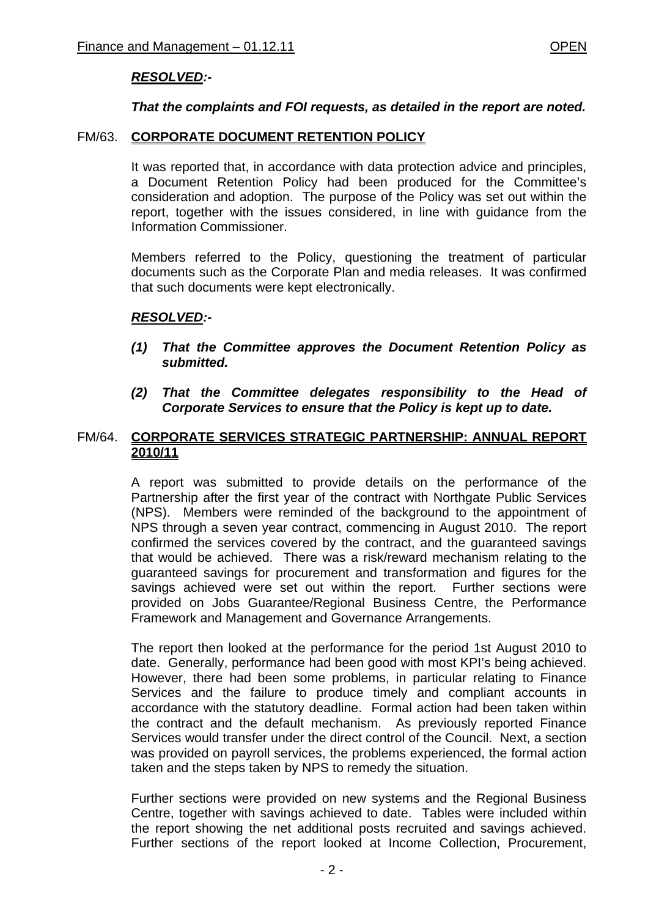***RESOLVED:-***

***That the complaints and FOI requests, as detailed in the report are noted.***

## FM/63. CORPORATE DOCUMENT RETENTION POLICY

It was reported that, in accordance with data protection advice and principles, a Document Retention Policy had been produced for the Committee's consideration and adoption. The purpose of the Policy was set out within the report, together with the issues considered, in line with guidance from the Information Commissioner.

Members referred to the Policy, questioning the treatment of particular documents such as the Corporate Plan and media releases. It was confirmed that such documents were kept electronically.

***RESOLVED:-***

***(1) That the Committee approves the Document Retention Policy as submitted.***

***(2) That the Committee delegates responsibility to the Head of Corporate Services to ensure that the Policy is kept up to date.***

## FM/64. CORPORATE SERVICES STRATEGIC PARTNERSHIP: ANNUAL REPORT 2010/11

A report was submitted to provide details on the performance of the Partnership after the first year of the contract with Northgate Public Services (NPS). Members were reminded of the background to the appointment of NPS through a seven year contract, commencing in August 2010. The report confirmed the services covered by the contract, and the guaranteed savings that would be achieved. There was a risk/reward mechanism relating to the guaranteed savings for procurement and transformation and figures for the savings achieved were set out within the report. Further sections were provided on Jobs Guarantee/Regional Business Centre, the Performance Framework and Management and Governance Arrangements.

The report then looked at the performance for the period 1st August 2010 to date. Generally, performance had been good with most KPI's being achieved. However, there had been some problems, in particular relating to Finance Services and the failure to produce timely and compliant accounts in accordance with the statutory deadline. Formal action had been taken within the contract and the default mechanism. As previously reported Finance Services would transfer under the direct control of the Council. Next, a section was provided on payroll services, the problems experienced, the formal action taken and the steps taken by NPS to remedy the situation.

Further sections were provided on new systems and the Regional Business Centre, together with savings achieved to date. Tables were included within the report showing the net additional posts recruited and savings achieved. Further sections of the report looked at Income Collection, Procurement,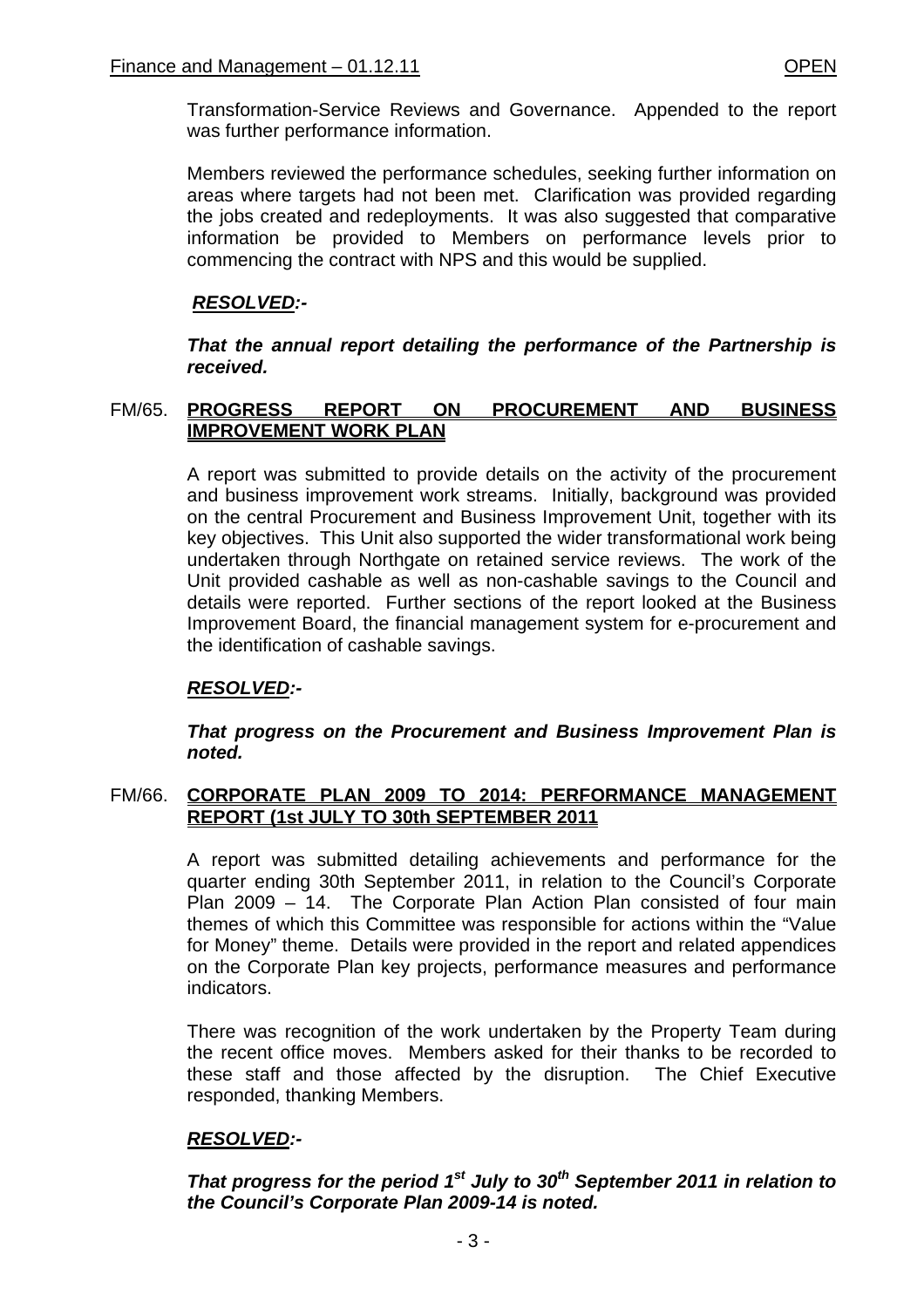Transformation-Service Reviews and Governance. Appended to the report was further performance information.

Members reviewed the performance schedules, seeking further information on areas where targets had not been met. Clarification was provided regarding the jobs created and redeployments. It was also suggested that comparative information be provided to Members on performance levels prior to commencing the contract with NPS and this would be supplied.

***RESOLVED:-***

***That the annual report detailing the performance of the Partnership is received.***

## FM/65. PROGRESS REPORT ON PROCUREMENT AND BUSINESS IMPROVEMENT WORK PLAN

A report was submitted to provide details on the activity of the procurement and business improvement work streams. Initially, background was provided on the central Procurement and Business Improvement Unit, together with its key objectives. This Unit also supported the wider transformational work being undertaken through Northgate on retained service reviews. The work of the Unit provided cashable as well as non-cashable savings to the Council and details were reported. Further sections of the report looked at the Business Improvement Board, the financial management system for e-procurement and the identification of cashable savings.

***RESOLVED:-***

***That progress on the Procurement and Business Improvement Plan is noted.***

## FM/66. CORPORATE PLAN 2009 TO 2014: PERFORMANCE MANAGEMENT REPORT (1st JULY TO 30th SEPTEMBER 2011

A report was submitted detailing achievements and performance for the quarter ending 30th September 2011, in relation to the Council's Corporate Plan 2009 – 14. The Corporate Plan Action Plan consisted of four main themes of which this Committee was responsible for actions within the "Value for Money" theme. Details were provided in the report and related appendices on the Corporate Plan key projects, performance measures and performance indicators.

There was recognition of the work undertaken by the Property Team during the recent office moves. Members asked for their thanks to be recorded to these staff and those affected by the disruption. The Chief Executive responded, thanking Members.

***RESOLVED:-***

***That progress for the period 1st July to 30th September 2011 in relation to the Council's Corporate Plan 2009-14 is noted.***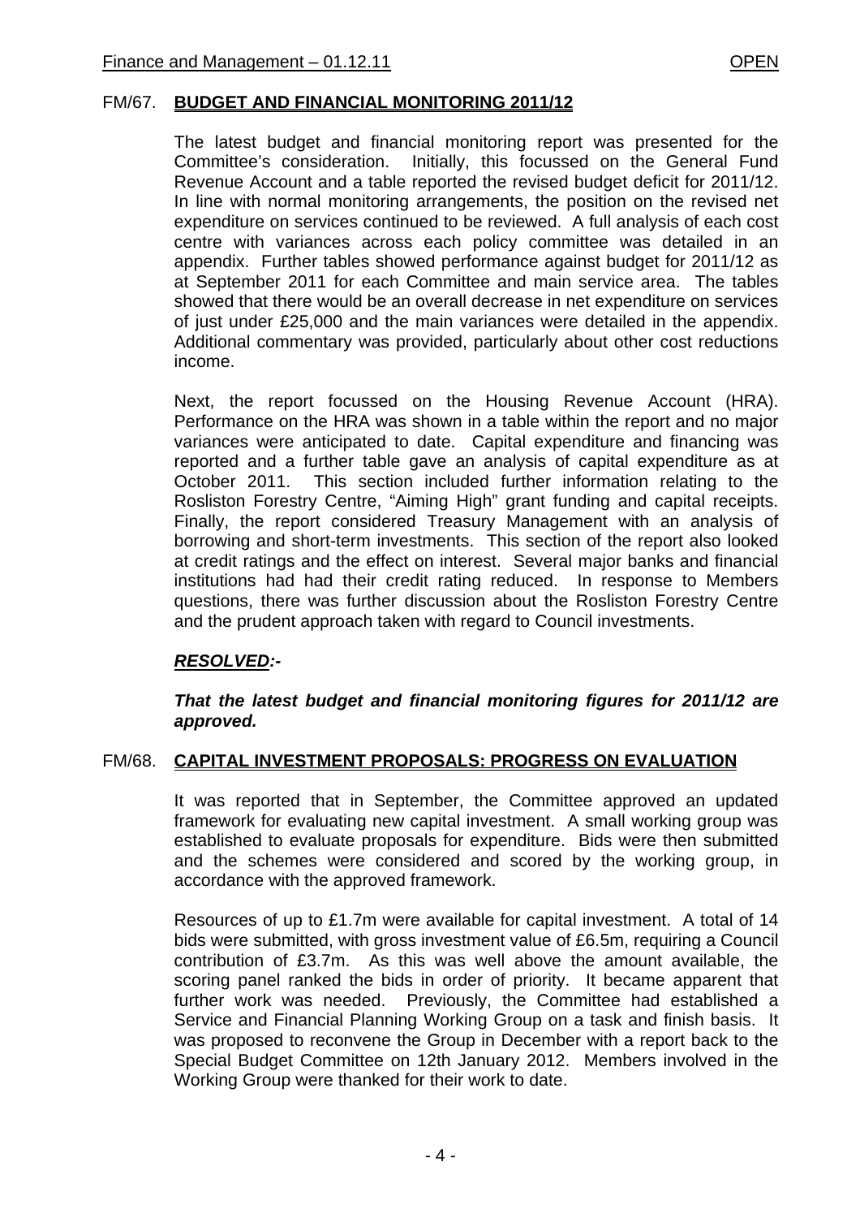## FM/67. BUDGET AND FINANCIAL MONITORING 2011/12

The latest budget and financial monitoring report was presented for the Committee's consideration. Initially, this focussed on the General Fund Revenue Account and a table reported the revised budget deficit for 2011/12. In line with normal monitoring arrangements, the position on the revised net expenditure on services continued to be reviewed. A full analysis of each cost centre with variances across each policy committee was detailed in an appendix. Further tables showed performance against budget for 2011/12 as at September 2011 for each Committee and main service area. The tables showed that there would be an overall decrease in net expenditure on services of just under £25,000 and the main variances were detailed in the appendix. Additional commentary was provided, particularly about other cost reductions income.

Next, the report focussed on the Housing Revenue Account (HRA). Performance on the HRA was shown in a table within the report and no major variances were anticipated to date. Capital expenditure and financing was reported and a further table gave an analysis of capital expenditure as at October 2011. This section included further information relating to the Rosliston Forestry Centre, "Aiming High" grant funding and capital receipts. Finally, the report considered Treasury Management with an analysis of borrowing and short-term investments. This section of the report also looked at credit ratings and the effect on interest. Several major banks and financial institutions had had their credit rating reduced. In response to Members questions, there was further discussion about the Rosliston Forestry Centre and the prudent approach taken with regard to Council investments.

***RESOLVED:-***

***That the latest budget and financial monitoring figures for 2011/12 are approved.***

## FM/68. CAPITAL INVESTMENT PROPOSALS: PROGRESS ON EVALUATION

It was reported that in September, the Committee approved an updated framework for evaluating new capital investment. A small working group was established to evaluate proposals for expenditure. Bids were then submitted and the schemes were considered and scored by the working group, in accordance with the approved framework.

Resources of up to £1.7m were available for capital investment. A total of 14 bids were submitted, with gross investment value of £6.5m, requiring a Council contribution of £3.7m. As this was well above the amount available, the scoring panel ranked the bids in order of priority. It became apparent that further work was needed. Previously, the Committee had established a Service and Financial Planning Working Group on a task and finish basis. It was proposed to reconvene the Group in December with a report back to the Special Budget Committee on 12th January 2012. Members involved in the Working Group were thanked for their work to date.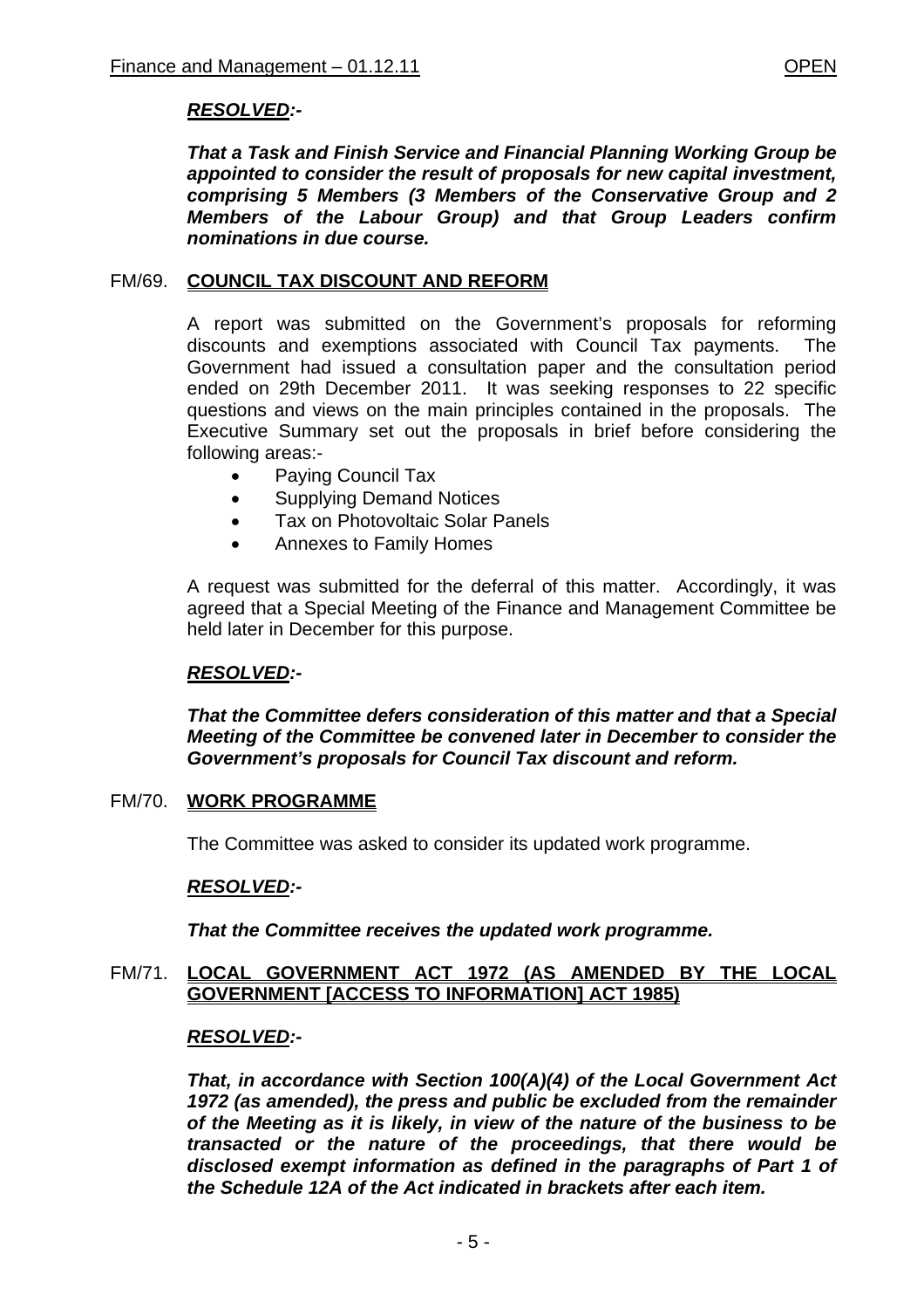***RESOLVED:-***

***That a Task and Finish Service and Financial Planning Working Group be appointed to consider the result of proposals for new capital investment, comprising 5 Members (3 Members of the Conservative Group and 2 Members of the Labour Group) and that Group Leaders confirm nominations in due course.***

## FM/69. COUNCIL TAX DISCOUNT AND REFORM

A report was submitted on the Government's proposals for reforming discounts and exemptions associated with Council Tax payments. The Government had issued a consultation paper and the consultation period ended on 29th December 2011. It was seeking responses to 22 specific questions and views on the main principles contained in the proposals. The Executive Summary set out the proposals in brief before considering the following areas:-

- Paying Council Tax
- Supplying Demand Notices
- Tax on Photovoltaic Solar Panels
- Annexes to Family Homes

A request was submitted for the deferral of this matter. Accordingly, it was agreed that a Special Meeting of the Finance and Management Committee be held later in December for this purpose.

***RESOLVED:-***

***That the Committee defers consideration of this matter and that a Special Meeting of the Committee be convened later in December to consider the Government's proposals for Council Tax discount and reform.***

## FM/70. WORK PROGRAMME

The Committee was asked to consider its updated work programme.

***RESOLVED:-***

***That the Committee receives the updated work programme.***

## FM/71. LOCAL GOVERNMENT ACT 1972 (AS AMENDED BY THE LOCAL GOVERNMENT [ACCESS TO INFORMATION] ACT 1985)

***RESOLVED:-***

***That, in accordance with Section 100(A)(4) of the Local Government Act 1972 (as amended), the press and public be excluded from the remainder of the Meeting as it is likely, in view of the nature of the business to be transacted or the nature of the proceedings, that there would be disclosed exempt information as defined in the paragraphs of Part 1 of the Schedule 12A of the Act indicated in brackets after each item.***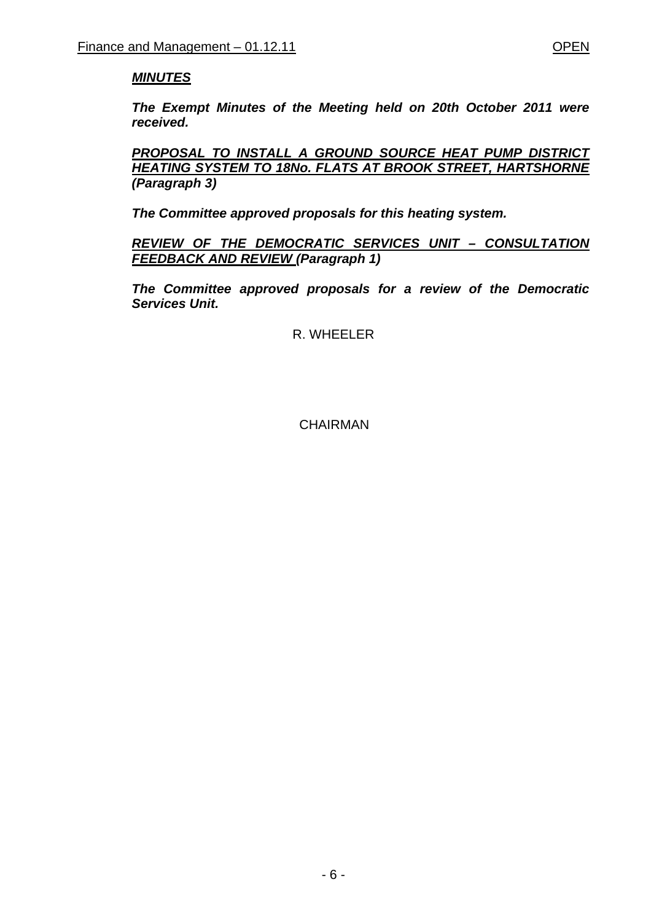***MINUTES***

***The Exempt Minutes of the Meeting held on 20th October 2011 were received.***

***PROPOSAL TO INSTALL A GROUND SOURCE HEAT PUMP DISTRICT HEATING SYSTEM TO 18No. FLATS AT BROOK STREET, HARTSHORNE (Paragraph 3)***

***The Committee approved proposals for this heating system.***

***REVIEW OF THE DEMOCRATIC SERVICES UNIT – CONSULTATION FEEDBACK AND REVIEW (Paragraph 1)***

***The Committee approved proposals for a review of the Democratic Services Unit.***

R. WHEELER

CHAIRMAN